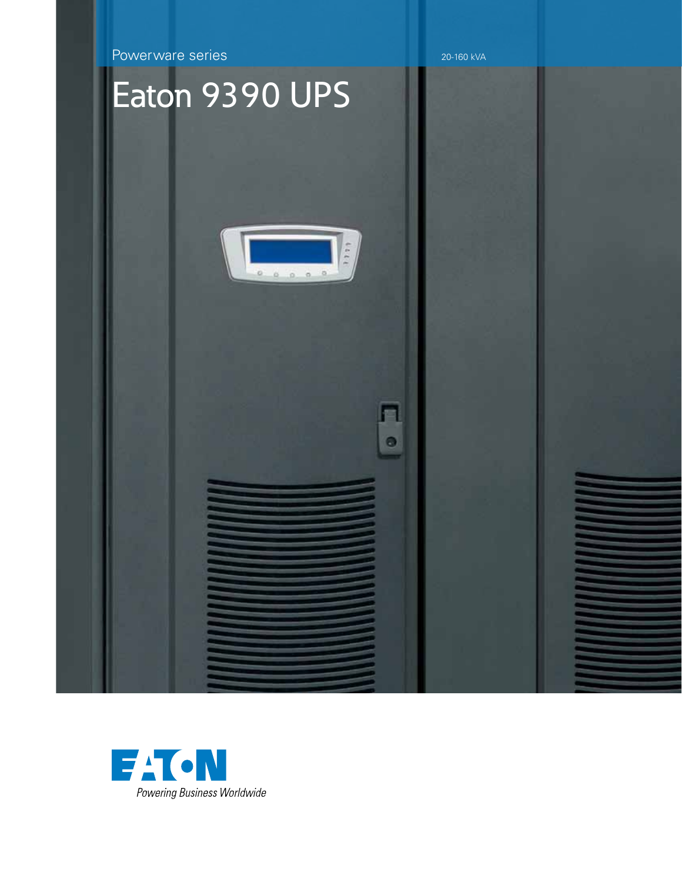Powerware series

20-160 kVA

# Eaton 9390 UPS

EATON

*Powering Business Worldwide*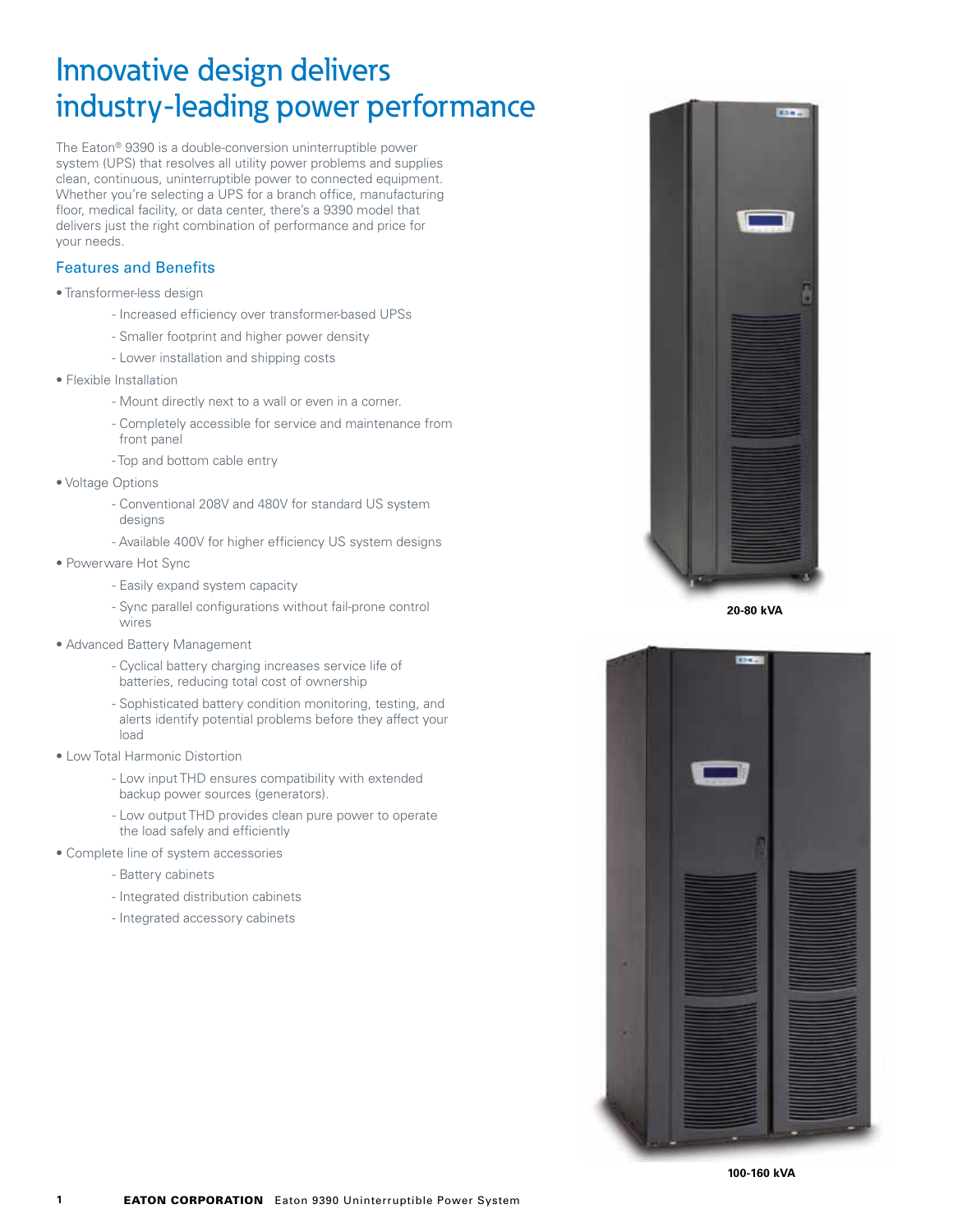# Innovative design delivers industry-leading power performance

The Eaton® 9390 is a double-conversion uninterruptible power system (UPS) that resolves all utility power problems and supplies clean, continuous, uninterruptible power to connected equipment. Whether you're selecting a UPS for a branch office, manufacturing floor, medical facility, or data center, there's a 9390 model that delivers just the right combination of performance and price for your needs.

## Features and Benefits

- Transformer-less design
  - Increased efficiency over transformer-based UPSs
  - Smaller footprint and higher power density
  - Lower installation and shipping costs
- Flexible Installation
  - Mount directly next to a wall or even in a corner.
  - Completely accessible for service and maintenance from front panel
  - Top and bottom cable entry
- Voltage Options
  - Conventional 208V and 480V for standard US system designs
  - Available 400V for higher efficiency US system designs
- Powerware Hot Sync
  - Easily expand system capacity
  - Sync parallel configurations without fail-prone control wires
- Advanced Battery Management
  - Cyclical battery charging increases service life of batteries, reducing total cost of ownership
  - Sophisticated battery condition monitoring, testing, and alerts identify potential problems before they affect your load
- Low Total Harmonic Distortion
  - Low input THD ensures compatibility with extended backup power sources (generators).
  - Low output THD provides clean pure power to operate the load safely and efficiently
- Complete line of system accessories
  - Battery cabinets
  - Integrated distribution cabinets
  - Integrated accessory cabinets

**20-80 kVA**

**100-160 kVA**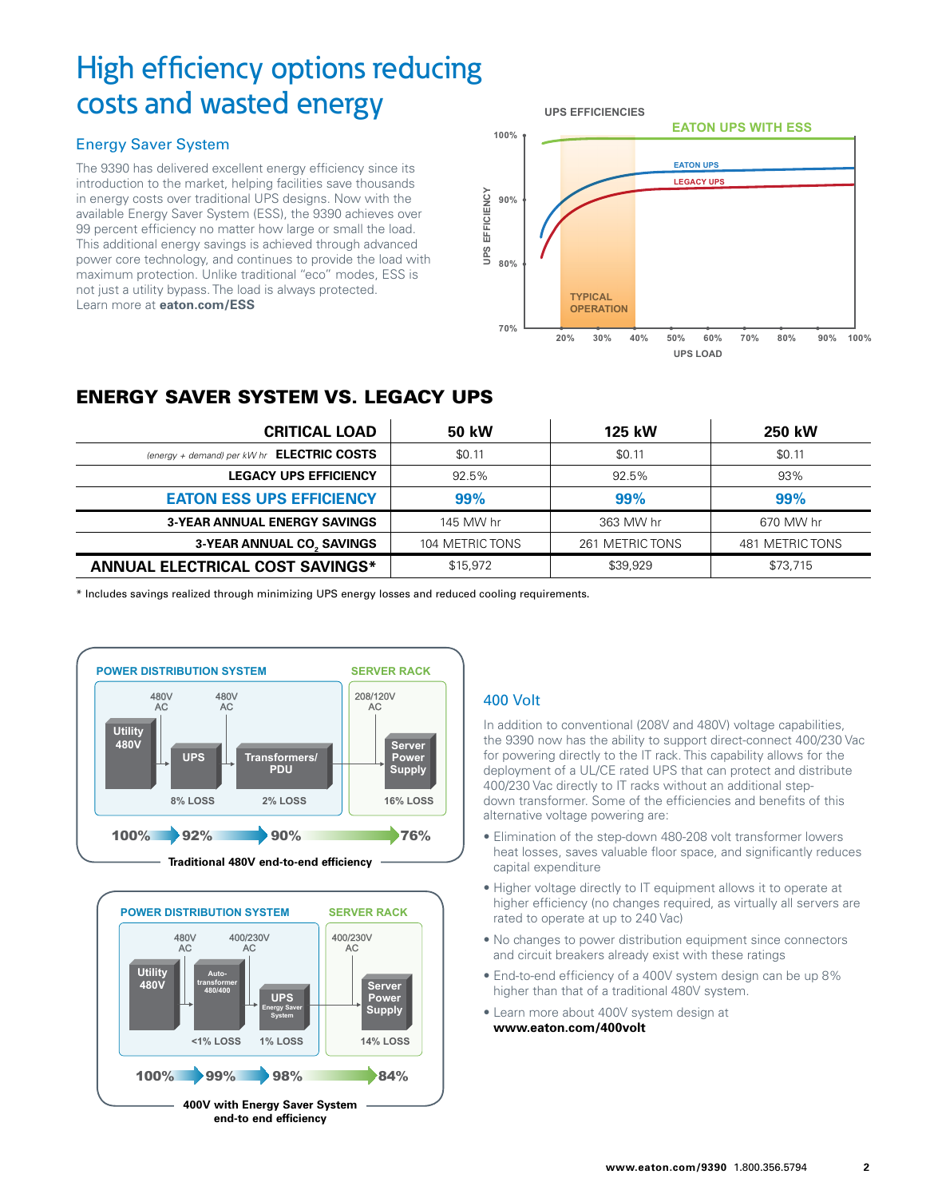# High efficiency options reducing costs and wasted energy

## Energy Saver System

The 9390 has delivered excellent energy efficiency since its introduction to the market, helping save thousands in energy costs over traditional UPS designs. Now with the available Energy Saver System (ESS), the 9390 achieves over 99 percent efficiency no matter how large or small the load. This additional energy savings is achieved through advanced power core technology, and continues to provide the load with maximum protection. Unlike traditional "eco" modes, ESS is not just a utility bypass. The load is always protected. Learn more at **eaton.com/ESS**

UPS EFFICIENCIES

EATON UPS WITH ESS

EATON UPS

LEGACY UPS

TYPICAL OPERATION

UPS EFFICIENCY: 70%, 80%, 90%, 100%

UPS LOAD: 20%, 30%, 40%, 50%, 60%, 70%, 80%, 90%, 100%

## ENERGY SAVER SYSTEM VS. LEGACY UPS

| CRITICAL LOAD | 50 kW | 125 kW | 250 kW |
|---|---|---|---|
| *(energy + demand) per kW hr* ELECTRIC COSTS | $0.11 | $0.11 | $0.11 |
| LEGACY UPS EFFICIENCY | 92.5% | 92.5% | 93% |
| **EATON ESS UPS EFFICIENCY** | **99%** | **99%** | **99%** |
| 3-YEAR ANNUAL ENERGY SAVINGS | 145 MW hr | 363 MW hr | 670 MW hr |
| 3-YEAR ANNUAL $CO_2$ SAVINGS | 104 METRIC TONS | 261 METRIC TONS | 481 METRIC TONS |
| **ANNUAL ELECTRICAL COST SAVINGS*** | $15,972 | $39,929 | $73,715 |

\* Includes savings realized through minimizing UPS energy losses and reduced cooling requirements.

POWER DISTRIBUTION SYSTEM | SERVER RACK

Utility 480V → 480V AC → UPS (8% LOSS) → 480V AC → Transformers/PDU (2% LOSS) → 208/120V AC → Server Power Supply (16% LOSS)

100% → 92% → 90% → 76%

**Traditional 480V end-to-end efficiency**

POWER DISTRIBUTION SYSTEM | SERVER RACK

Utility 480V → 480V AC → Auto-transformer 480/400 (<1% LOSS) → 400/230V AC → UPS Energy Saver System (1% LOSS) → 400/230V AC → Server Power Supply (14% LOSS)

100% → 99% → 98% → 84%

**400V with Energy Saver System end-to end efficiency**

## 400 Volt

In addition to conventional (208V and 480V) voltage capabilities, the 9390 now has the ability to support direct-connect 400/230 Vac for powering directly to the IT rack. This capability allows for the deployment of a UL/CE rated UPS that can protect and distribute 400/230 Vac directly to IT racks without an additional step-down transformer. Some of the efficiencies and benefits of this alternative voltage powering are:

- Elimination of the step-down 480-208 volt transformer lowers heat losses, saves valuable floor space, and significantly reduces capital expenditure
- Higher voltage directly to IT equipment allows it to operate at higher efficiency (no changes required, as virtually all servers are rated to operate at up to 240 Vac)
- No changes to power distribution equipment since connectors and circuit breakers already exist with these ratings
- End-to-end efficiency of a 400V system design can be up 8% higher than that of a traditional 480V system.
- Learn more about 400V system design at **www.eaton.com/400volt**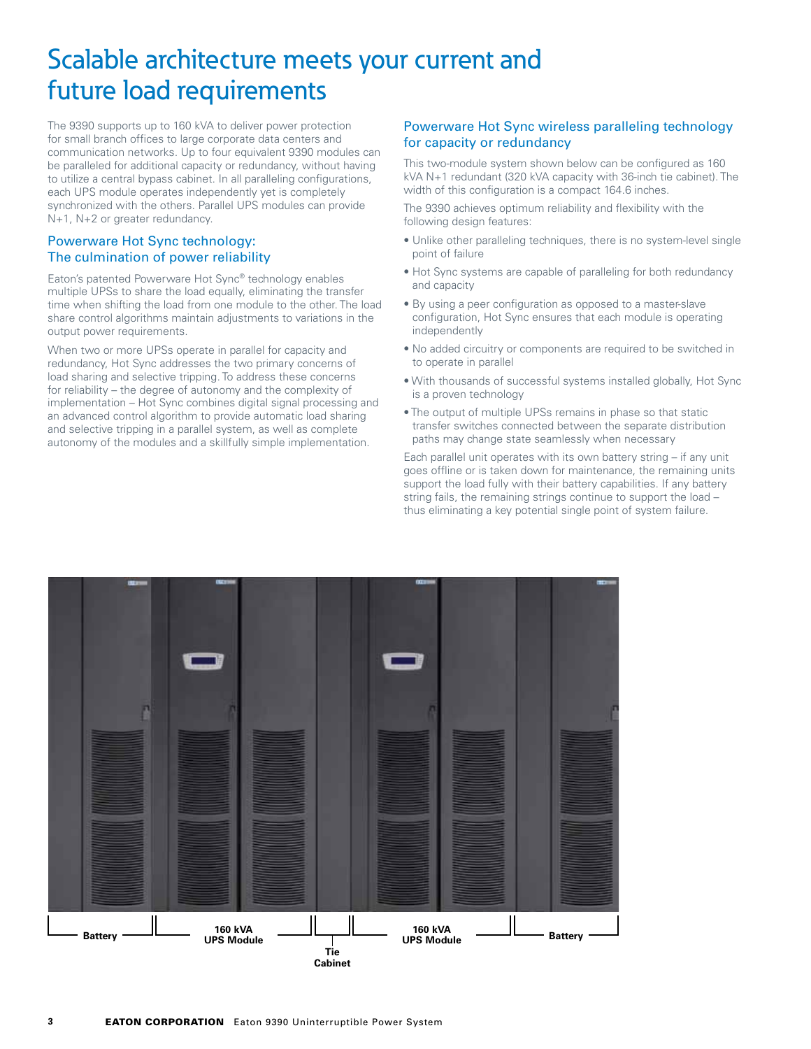# Scalable architecture meets your current and future load requirements

The 9390 supports up to 160 kVA to deliver power protection for small branch offices to large corporate data centers and communication networks. Up to four equivalent 9390 modules can be paralleled for additional capacity or redundancy, without having to utilize a central bypass cabinet. In all paralleling configurations, each UPS module operates independently yet is completely synchronized with the others. Parallel UPS modules can provide N+1, N+2 or greater redundancy.

## Powerware Hot Sync technology: The culmination of power reliability

Eaton's patented Powerware Hot Sync® technology enables multiple UPSs to share the load equally, eliminating the transfer time when shifting the load from one module to the other. The load share control algorithms maintain adjustments to variations in the output power requirements.

When two or more UPSs operate in parallel for capacity and redundancy, Hot Sync addresses the two primary concerns of load sharing and selective tripping. To address these concerns for reliability – the degree of autonomy and the complexity of implementation – Hot Sync combines digital signal processing and an advanced control algorithm to provide automatic load sharing and selective tripping in a parallel system, as well as complete autonomy of the modules and a skillfully simple implementation.

## Powerware Hot Sync wireless paralleling technology for capacity or redundancy

This two-module system shown below can be configured as 160 kVA N+1 redundant (320 kVA capacity with 36-inch tie cabinet). The width of this configuration is a compact 164.6 inches.

The 9390 achieves optimum reliability and flexibility with the following design features:

- Unlike other paralleling techniques, there is no system-level single point of failure
- Hot Sync systems are capable of paralleling for both redundancy and capacity
- By using a peer configuration as opposed to a master-slave configuration, Hot Sync ensures that each module is operating independently
- No added circuitry or components are required to be switched in to operate in parallel
- With thousands of successful systems installed globally, Hot Sync is a proven technology
- The output of multiple UPSs remains in phase so that static transfer switches connected between the separate distribution paths may change state seamlessly when necessary

Each parallel unit operates with its own battery string – if any unit goes offline or is taken down for maintenance, the remaining units support the load fully with their battery capabilities. If any battery string fails, the remaining strings continue to support the load – thus eliminating a key potential single point of system failure.

Battery | 160 kVA UPS Module | Tie Cabinet | 160 kVA UPS Module | Battery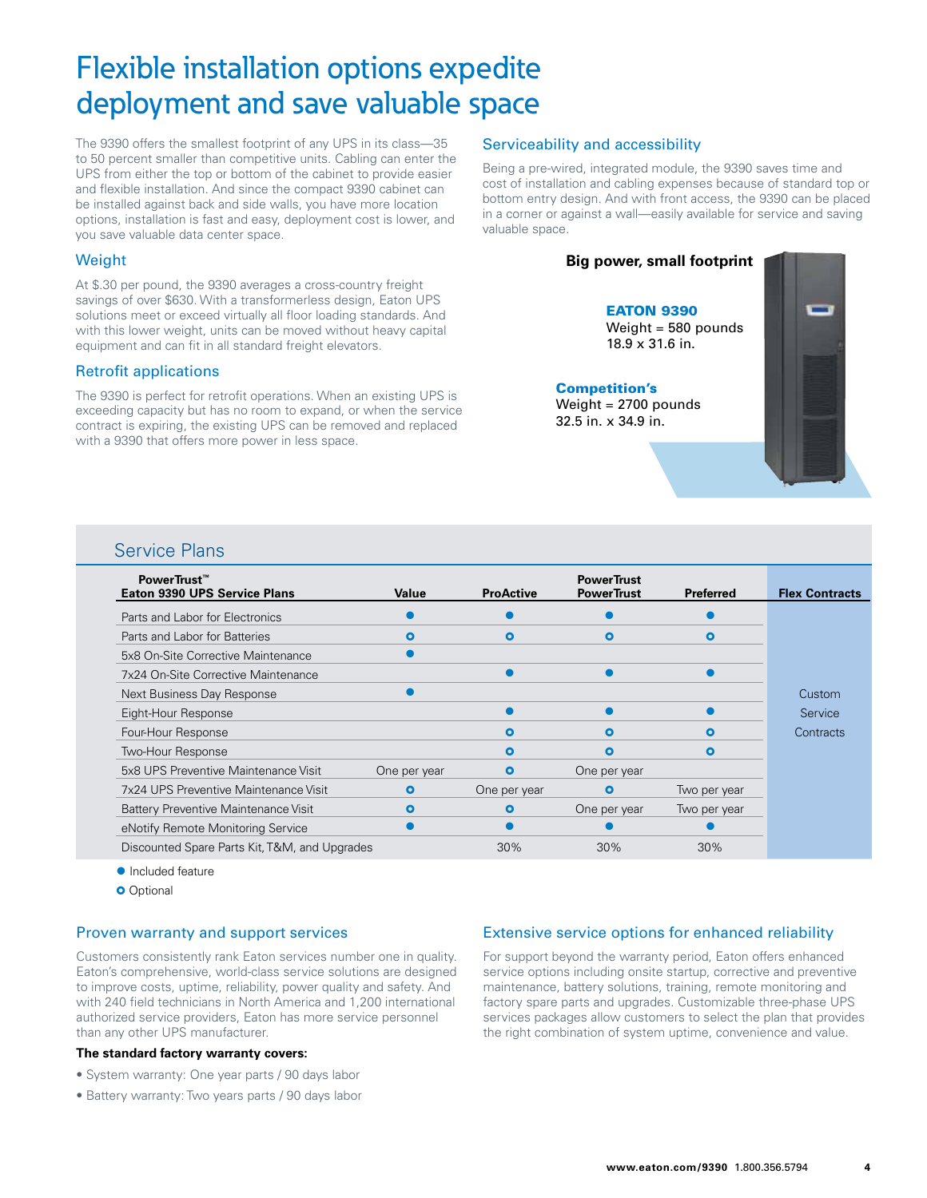# Flexible installation options expedite deployment and save valuable space

The 9390 offers the smallest footprint of any UPS in its class—35 to 50 percent smaller than competitive units. Cabling can enter the UPS from either the top or bottom of the cabinet to provide easier and flexible installation. And since the compact 9390 cabinet can be installed against back and side walls, you have more location options, installation is fast and easy, deployment cost is lower, and you save valuable data center space.

## Weight

At $.30 per pound, the 9390 averages a cross-country freight savings of over $630. With a transformerless design, Eaton UPS solutions meet or exceed virtually all floor loading standards. And with this lower weight, units can be moved without heavy capital equipment and can fit in all standard freight elevators.

## Retrofit applications

The 9390 is perfect for retrofit operations. When an existing UPS is exceeding capacity but has no room to expand, or when the service contract is expiring, the existing UPS can be removed and replaced with a 9390 that offers more power in less space.

## Serviceability and accessibility

Being a pre-wired, integrated module, the 9390 saves time and cost of installation and cabling expenses because of standard top or bottom entry design. And with front access, the 9390 can be placed in a corner or against a wall—easily available for service and saving valuable space.

**Big power, small footprint**

**EATON 9390**
Weight = 580 pounds
18.9 x 31.6 in.

**Competition's**
Weight = 2700 pounds
32.5 in. x 34.9 in.

## Service Plans

| PowerTrust™ Eaton 9390 UPS Service Plans | Value | ProActive | PowerTrust PowerTrust | Preferred | Flex Contracts |
|---|---|---|---|---|---|
| Parts and Labor for Electronics | ● | ● | ● | ● | Custom Service Contracts |
| Parts and Labor for Batteries | ○ | ○ | ○ | ○ | |
| 5x8 On-Site Corrective Maintenance | ● | | | | |
| 7x24 On-Site Corrective Maintenance | | ● | ● | ● | |
| Next Business Day Response | ● | | | | |
| Eight-Hour Response | | ● | ● | ● | |
| Four-Hour Response | | ○ | ○ | ○ | |
| Two-Hour Response | | ○ | ○ | ○ | |
| 5x8 UPS Preventive Maintenance Visit | One per year | ○ | One per year | | |
| 7x24 UPS Preventive Maintenance Visit | ○ | One per year | ○ | Two per year | |
| Battery Preventive Maintenance Visit | ○ | ○ | One per year | Two per year | |
| eNotify Remote Monitoring Service | ● | ● | ● | ● | |
| Discounted Spare Parts Kit, T&M, and Upgrades | | 30% | 30% | 30% | |

● Included feature

○ Optional

## Proven warranty and support services

Customers consistently rank Eaton services number one in quality. Eaton's comprehensive, world-class service solutions are designed to improve costs, uptime, reliability, power quality and safety. And with 240 field technicians in North America and 1,200 international authorized service providers, Eaton has more service personnel than any other UPS manufacturer.

**The standard factory warranty covers:**

- System warranty: One year parts / 90 days labor
- Battery warranty: Two years parts / 90 days labor

## Extensive service options for enhanced reliability

For support beyond the warranty period, Eaton offers enhanced service options including onsite startup, corrective and preventive maintenance, battery solutions, training, remote monitoring and factory spare parts and upgrades. Customizable three-phase UPS services packages allow customers to select the plan that provides the right combination of system uptime, convenience and value.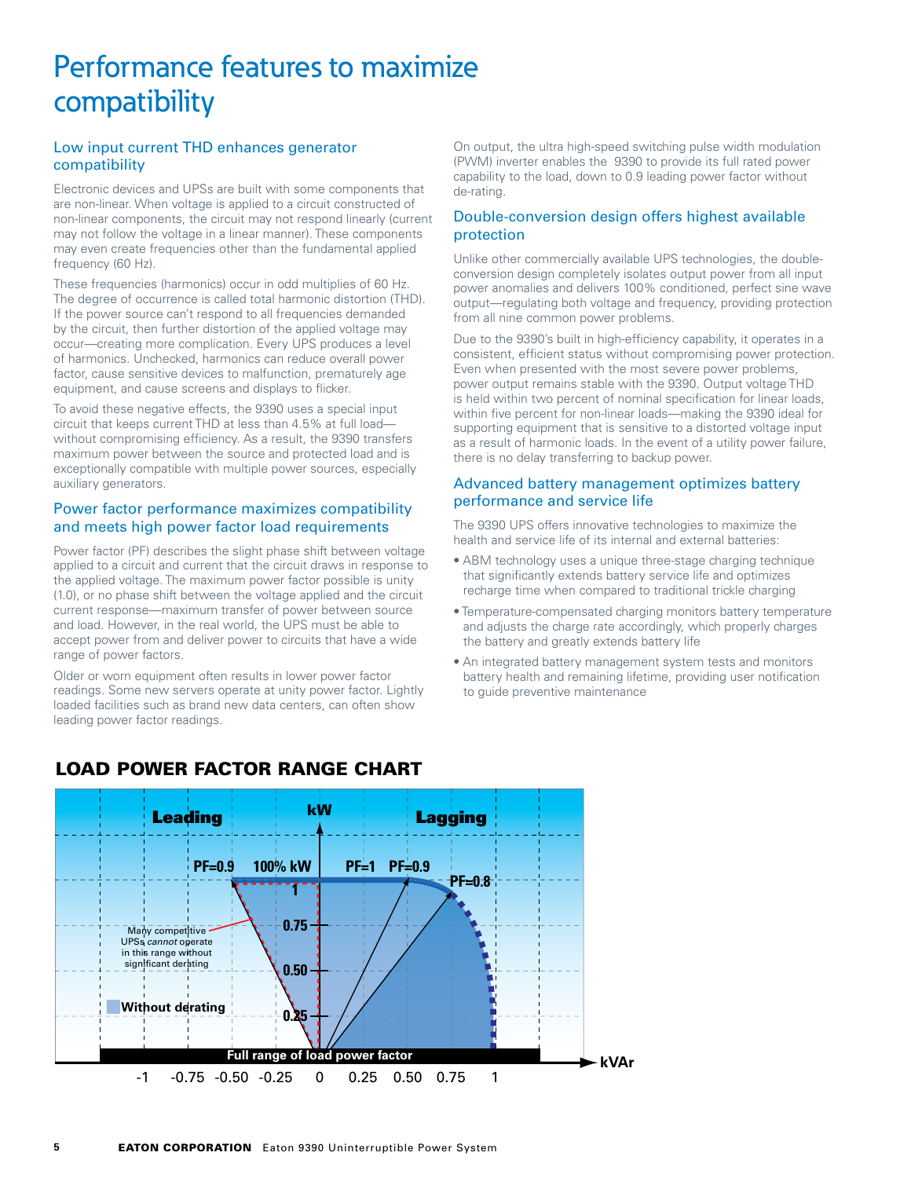# Performance features to maximize compatibility

## Low input current THD enhances generator compatibility

Electronic devices and UPSs are built with some components that are non-linear. When voltage is applied to a circuit constructed of non-linear components, the circuit may not respond linearly (current may not follow the voltage in a linear manner). These components may even create frequencies other than the fundamental applied frequency (60 Hz).

These frequencies (harmonics) occur in odd multiples of 60 Hz. The degree of occurrence is called total harmonic distortion (THD). If the power source can't respond to all frequencies demanded by the circuit, then further distortion of the applied voltage may occur—creating more complication. Every UPS produces a level of harmonics. Unchecked, harmonics can reduce overall power factor, cause sensitive devices to malfunction, prematurely age equipment, and cause screens and displays to flicker.

To avoid these negative effects, the 9390 uses a special input circuit that keeps current THD at less than 4.5% at full load—without compromising efficiency. As a result, the 9390 transfers maximum power between the source and protected load and is exceptionally compatible with multiple power sources, especially auxiliary generators.

## Power factor performance maximizes compatibility and meets high power factor load requirements

Power factor (PF) describes the slight phase shift between voltage applied to a circuit and current that the circuit draws in response to the applied voltage. The maximum power factor possible is unity (1.0), or no phase shift between the voltage applied and the circuit current response—maximum transfer of power between source and load. However, in the real world, the UPS must be able to accept power from and deliver power to circuits that have a wide range of power factors.

Older or worn equipment often results in lower power factor readings. Some new servers operate at unity power factor. Lightly loaded facilities such as brand new data centers, can often show leading power factor readings.

On output, the ultra high-speed switching pulse width modulation (PWM) inverter enables the 9390 to provide its full rated power capability to the load, down to 0.9 leading power factor without de-rating.

## Double-conversion design offers highest available protection

Unlike other commercially available UPS technologies, the double-conversion design completely isolates output power from all input power anomalies and delivers 100% conditioned, perfect sine wave output—regulating both voltage and frequency, providing protection from all nine common power problems.

Due to the 9390's built in high-efficiency capability, it operates in a consistent, efficient status without compromising power protection. Even when presented with the most severe power problems, power output remains stable with the 9390. Output voltage THD is held within two percent of nominal specification for linear loads, within five percent for non-linear loads—making the 9390 ideal for supporting equipment that is sensitive to a distorted voltage input as a result of harmonic loads. In the event of a utility power failure, there is no delay transferring to backup power.

## Advanced battery management optimizes battery performance and service life

The 9390 UPS offers innovative technologies to maximize the health and service life of its internal and external batteries:

- ABM technology uses a unique three-stage charging technique that significantly extends battery service life and optimizes recharge time when compared to traditional trickle charging
- Temperature-compensated charging monitors battery temperature and adjusts the charge rate accordingly, which properly charges the battery and greatly extends battery life
- An integrated battery management system tests and monitors battery health and remaining lifetime, providing user notification to guide preventive maintenance

## LOAD POWER FACTOR RANGE CHART

Leading | kW | Lagging

PF=0.9 | 100% kW | PF=1 | PF=0.9 | PF=0.8

Many competitive UPSs *cannot* operate in this range without significant derating

Without derating

Full range of load power factor

kVAr: -1, -0.75, -0.50, -0.25, 0, 0.25, 0.50, 0.75, 1

kW: 0.25, 0.50, 0.75, 1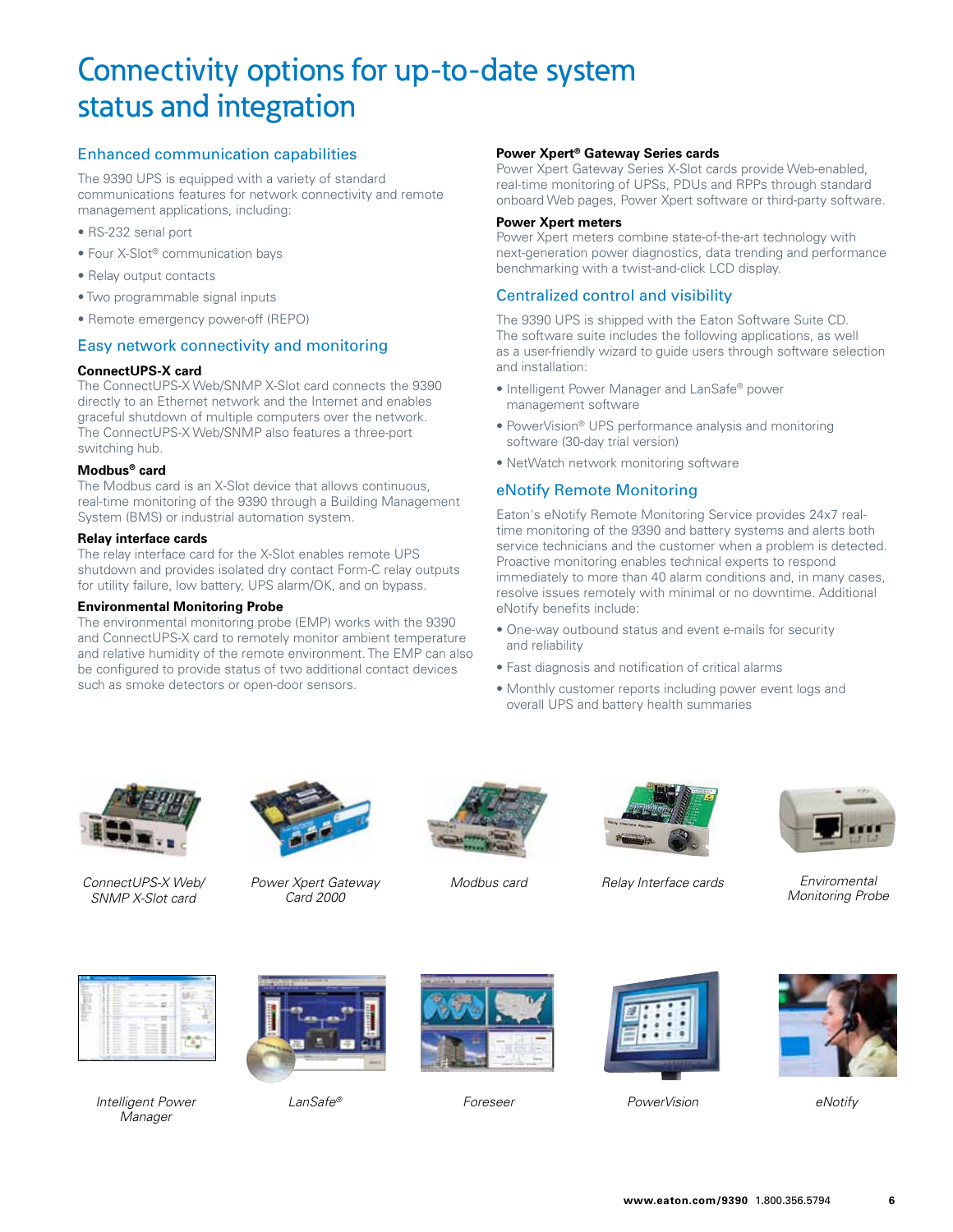# Connectivity options for up-to-date system status and integration

## Enhanced communication capabilities

The 9390 UPS is equipped with a variety of standard communications features for network connectivity and remote management applications, including:

- RS-232 serial port
- Four X-Slot® communication bays
- Relay output contacts
- Two programmable signal inputs
- Remote emergency power-off (REPO)

## Easy network connectivity and monitoring

**ConnectUPS-X card**
The ConnectUPS-X Web/SNMP X-Slot card connects the 9390 directly to an Ethernet network and the Internet and enables graceful shutdown of multiple computers over the network. The ConnectUPS-X Web/SNMP also features a three-port switching hub.

**Modbus® card**
The Modbus card is an X-Slot device that allows continuous, real-time monitoring of the 9390 through a Building Management System (BMS) or industrial automation system.

**Relay interface cards**
The relay interface card for the X-Slot enables remote UPS shutdown and provides isolated dry contact Form-C relay outputs for utility failure, low battery, UPS alarm/OK, and on bypass.

**Environmental Monitoring Probe**
The environmental monitoring probe (EMP) works with the 9390 and ConnectUPS-X card to remotely monitor ambient temperature and relative humidity of the remote environment. The EMP can also be configured to provide status of two additional contact devices such as smoke detectors or open-door sensors.

**Power Xpert® Gateway Series cards**
Power Xpert Gateway Series X-Slot cards provide Web-enabled, real-time monitoring of UPSs, PDUs and RPPs through standard onboard Web pages, Power Xpert software or third-party software.

**Power Xpert meters**
Power Xpert meters combine state-of-the-art technology with next-generation power diagnostics, data trending and performance benchmarking with a twist-and-click LCD display.

## Centralized control and visibility

The 9390 UPS is shipped with the Eaton Software Suite CD. The software suite includes the following applications, as well as a user-friendly wizard to guide users through software selection and installation:

- Intelligent Power Manager and LanSafe® power management software
- PowerVision® UPS performance analysis and monitoring software (30-day trial version)
- NetWatch network monitoring software

## eNotify Remote Monitoring

Eaton's eNotify Remote Monitoring Service provides 24x7 real-time monitoring of the 9390 and battery systems and alerts both service technicians and the customer when a problem is detected. Proactive monitoring enables technical experts to respond immediately to more than 40 alarm conditions and, in many cases, resolve issues remotely with minimal or no downtime. Additional eNotify benefits include:

- One-way outbound status and event e-mails for security and reliability
- Fast diagnosis and notification of critical alarms
- Monthly customer reports including power event logs and overall UPS and battery health summaries

*ConnectUPS-X Web/ SNMP X-Slot card*

*Power Xpert Gateway Card 2000*

*Modbus card*

*Relay Interface cards*

*Enviromental Monitoring Probe*

*Intelligent Power Manager*

*LanSafe®*

*Foreseer*

*PowerVision*

*eNotify*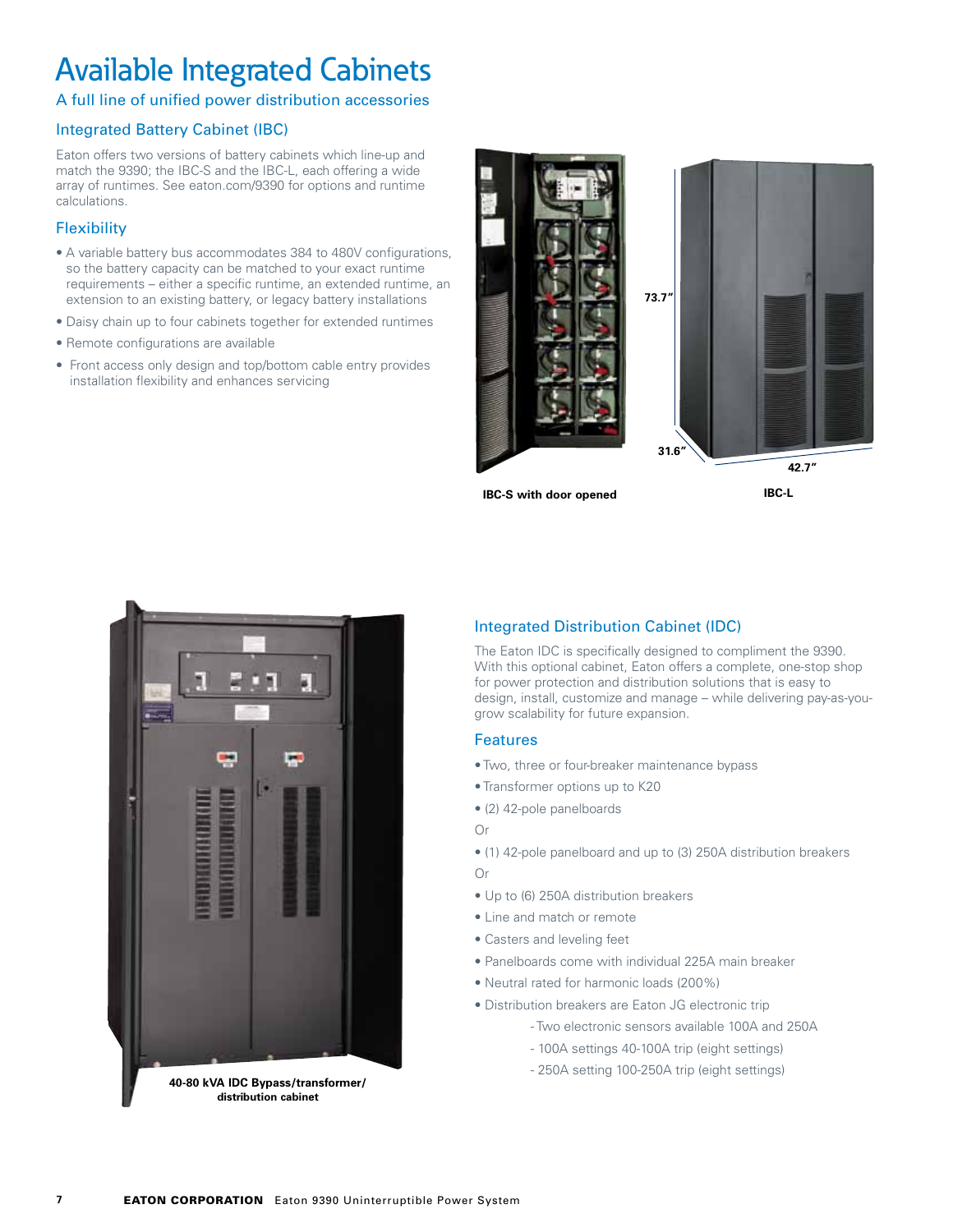# Available Integrated Cabinets

A full line of unified power distribution accessories

## Integrated Battery Cabinet (IBC)

Eaton offers two versions of battery cabinets which line-up and match the 9390; the IBC-S and the IBC-L, each offering a wide array of runtimes. See eaton.com/9390 for options and runtime calculations.

## Flexibility

- A variable battery bus accommodates 384 to 480V configurations, so the battery capacity can be matched to your exact runtime requirements – either a specific runtime, an extended runtime, an extension to an existing battery, or legacy battery installations
- Daisy chain up to four cabinets together for extended runtimes
- Remote configurations are available
- Front access only design and top/bottom cable entry provides installation flexibility and enhances servicing

73.7″

31.6″

42.7″

**IBC-S with door opened**

**IBC-L**

**40-80 kVA IDC Bypass/transformer/ distribution cabinet**

## Integrated Distribution Cabinet (IDC)

The Eaton IDC is specifically designed to compliment the 9390. With this optional cabinet, Eaton offers a complete, one-stop shop for power protection and distribution solutions that is easy to design, install, customize and manage – while delivering pay-as-you-grow scalability for future expansion.

## Features

- Two, three or four-breaker maintenance bypass
- Transformer options up to K20
- (2) 42-pole panelboards

Or

- (1) 42-pole panelboard and up to (3) 250A distribution breakers

Or

- Up to (6) 250A distribution breakers
- Line and match or remote
- Casters and leveling feet
- Panelboards come with individual 225A main breaker
- Neutral rated for harmonic loads (200%)
- Distribution breakers are Eaton JG electronic trip
  - Two electronic sensors available 100A and 250A
  - 100A settings 40-100A trip (eight settings)
  - 250A setting 100-250A trip (eight settings)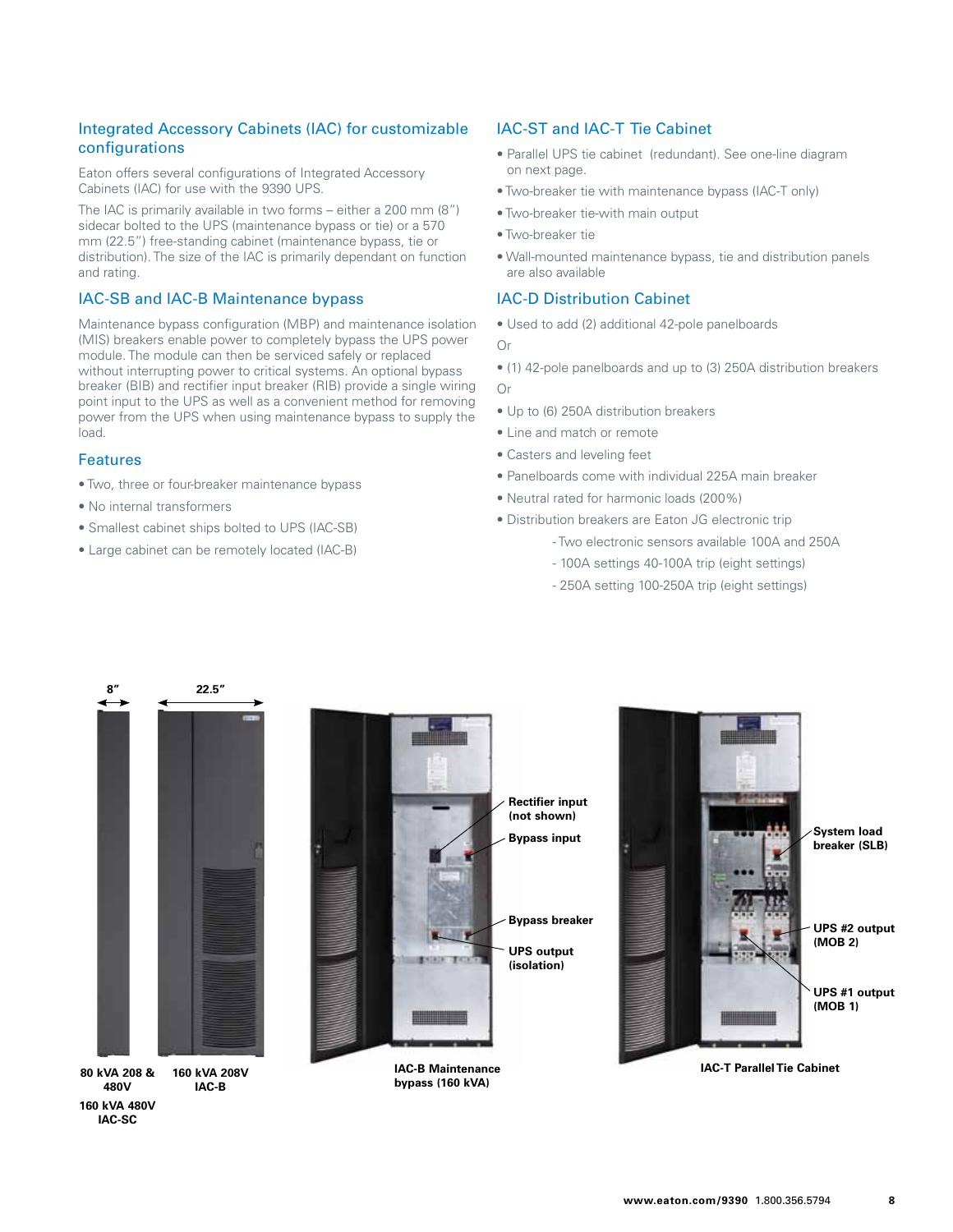## Integrated Accessory Cabinets (IAC) for customizable configurations

Eaton offers several configurations of Integrated Accessory Cabinets (IAC) for use with the 9390 UPS.

The IAC is primarily available in two forms – either a 200 mm (8") sidecar bolted to the UPS (maintenance bypass or tie) or a 570 mm (22.5") free-standing cabinet (maintenance bypass, tie or distribution). The size of the IAC is primarily dependant on function and rating.

## IAC-SB and IAC-B Maintenance bypass

Maintenance bypass configuration (MBP) and maintenance isolation (MIS) breakers enable power to completely bypass the UPS power module. The module can then be serviced safely or replaced without interrupting power to critical systems. An optional bypass breaker (BIB) and rectifier input breaker (RIB) provide a single wiring point input to the UPS as well as a convenient method for removing power from the UPS when using maintenance bypass to supply the load.

## Features

- Two, three or four-breaker maintenance bypass
- No internal transformers
- Smallest cabinet ships bolted to UPS (IAC-SB)
- Large cabinet can be remotely located (IAC-B)

## IAC-ST and IAC-T Tie Cabinet

- Parallel UPS tie cabinet (redundant). See one-line diagram on next page.
- Two-breaker tie with maintenance bypass (IAC-T only)
- Two-breaker tie-with main output
- Two-breaker tie
- Wall-mounted maintenance bypass, tie and distribution panels are also available

## IAC-D Distribution Cabinet

- Used to add (2) additional 42-pole panelboards

Or

- (1) 42-pole panelboards and up to (3) 250A distribution breakers

Or

- Up to (6) 250A distribution breakers
- Line and match or remote
- Casters and leveling feet
- Panelboards come with individual 225A main breaker
- Neutral rated for harmonic loads (200%)
- Distribution breakers are Eaton JG electronic trip
  - Two electronic sensors available 100A and 250A
  - 100A settings 40-100A trip (eight settings)
  - 250A setting 100-250A trip (eight settings)

8"

22.5"

**80 kVA 208 & 480V**

**160 kVA 480V IAC-SC**

**160 kVA 208V IAC-B**

**Rectifier input (not shown)**

**Bypass input**

**Bypass breaker**

**UPS output (isolation)**

**IAC-B Maintenance bypass (160 kVA)**

**System load breaker (SLB)**

**UPS #2 output (MOB 2)**

**UPS #1 output (MOB 1)**

**IAC-T Parallel Tie Cabinet**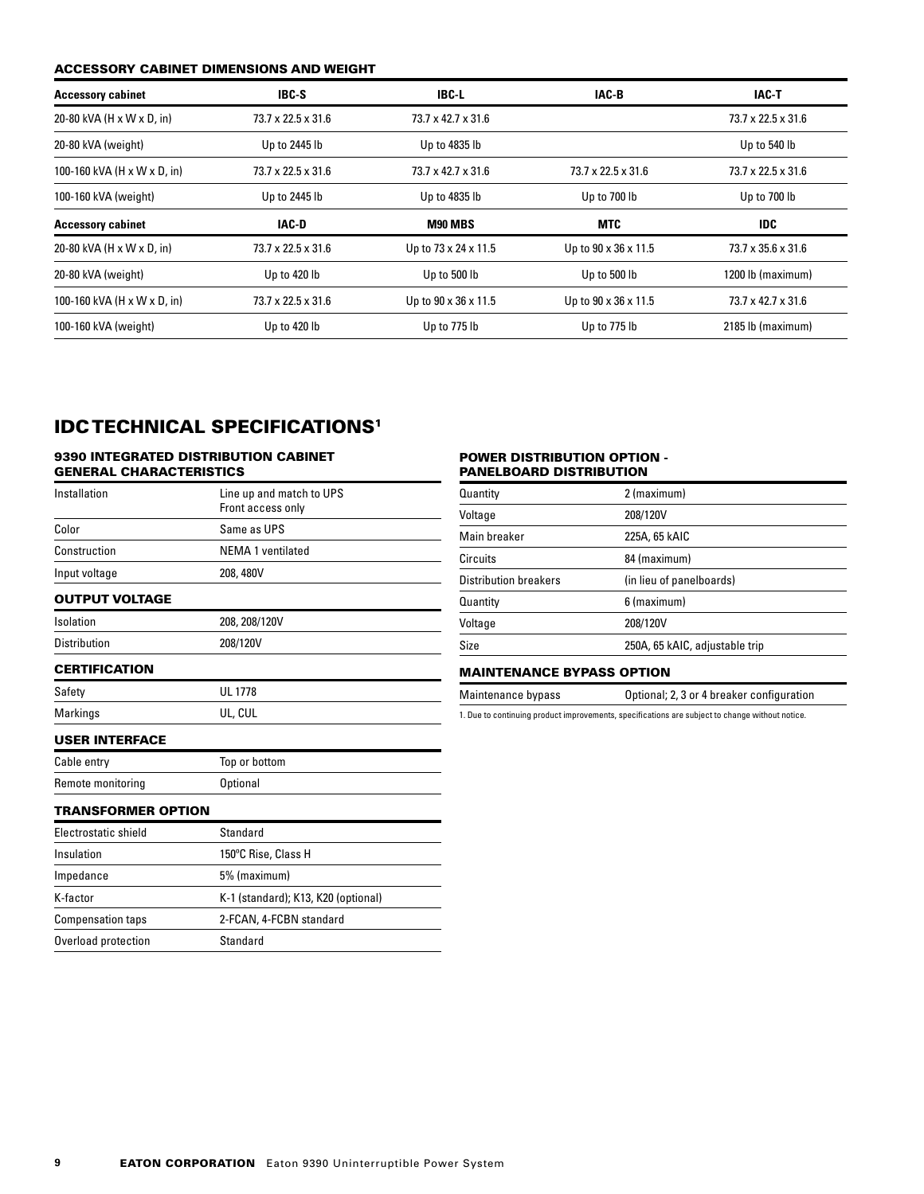## ACCESSORY CABINET DIMENSIONS AND WEIGHT

| Accessory cabinet | IBC-S | IBC-L | IAC-B | IAC-T |
|---|---|---|---|---|
| 20-80 kVA (H x W x D, in) | 73.7 x 22.5 x 31.6 | 73.7 x 42.7 x 31.6 | | 73.7 x 22.5 x 31.6 |
| 20-80 kVA (weight) | Up to 2445 lb | Up to 4835 lb | | Up to 540 lb |
| 100-160 kVA (H x W x D, in) | 73.7 x 22.5 x 31.6 | 73.7 x 42.7 x 31.6 | 73.7 x 22.5 x 31.6 | 73.7 x 22.5 x 31.6 |
| 100-160 kVA (weight) | Up to 2445 lb | Up to 4835 lb | Up to 700 lb | Up to 700 lb |
| **Accessory cabinet** | **IAC-D** | **M90 MBS** | **MTC** | **IDC** |
| 20-80 kVA (H x W x D, in) | 73.7 x 22.5 x 31.6 | Up to 73 x 24 x 11.5 | Up to 90 x 36 x 11.5 | 73.7 x 35.6 x 31.6 |
| 20-80 kVA (weight) | Up to 420 lb | Up to 500 lb | Up to 500 lb | 1200 lb (maximum) |
| 100-160 kVA (H x W x D, in) | 73.7 x 22.5 x 31.6 | Up to 90 x 36 x 11.5 | Up to 90 x 36 x 11.5 | 73.7 x 42.7 x 31.6 |
| 100-160 kVA (weight) | Up to 420 lb | Up to 775 lb | Up to 775 lb | 2185 lb (maximum) |

# IDC TECHNICAL SPECIFICATIONS[1]

### 9390 INTEGRATED DISTRIBUTION CABINET GENERAL CHARACTERISTICS

| | |
|---|---|
| Installation | Line up and match to UPS<br>Front access only |
| Color | Same as UPS |
| Construction | NEMA 1 ventilated |
| Input voltage | 208, 480V |

### OUTPUT VOLTAGE

| | |
|---|---|
| Isolation | 208, 208/120V |
| Distribution | 208/120V |

### CERTIFICATION

| | |
|---|---|
| Safety | UL 1778 |
| Markings | UL, CUL |

### USER INTERFACE

| | |
|---|---|
| Cable entry | Top or bottom |
| Remote monitoring | Optional |

### TRANSFORMER OPTION

| | |
|---|---|
| Electrostatic shield | Standard |
| Insulation | 150ºC Rise, Class H |
| Impedance | 5% (maximum) |
| K-factor | K-1 (standard); K13, K20 (optional) |
| Compensation taps | 2-FCAN, 4-FCBN standard |
| Overload protection | Standard |

### POWER DISTRIBUTION OPTION - PANELBOARD DISTRIBUTION

| | |
|---|---|
| Quantity | 2 (maximum) |
| Voltage | 208/120V |
| Main breaker | 225A, 65 kAIC |
| Circuits | 84 (maximum) |
| Distribution breakers | (in lieu of panelboards) |
| Quantity | 6 (maximum) |
| Voltage | 208/120V |
| Size | 250A, 65 kAIC, adjustable trip |

### MAINTENANCE BYPASS OPTION

| | |
|---|---|
| Maintenance bypass | Optional; 2, 3 or 4 breaker configuration |

1. Due to continuing product improvements, specifications are subject to change without notice.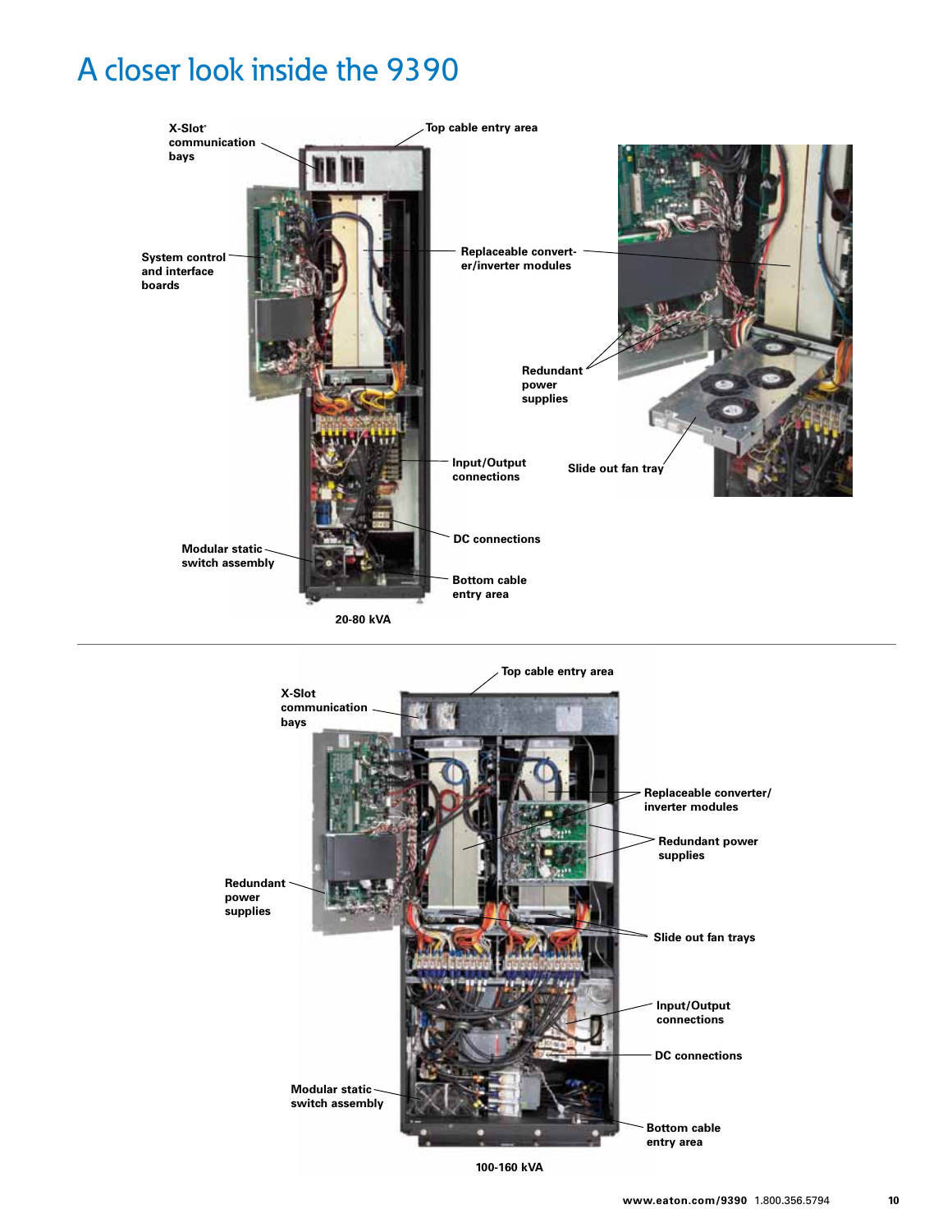# A closer look inside the 9390

X-Slot® communication bays

Top cable entry area

System control and interface boards

Replaceable converter/inverter modules

Redundant power supplies

Slide out fan tray

Input/Output connections

DC connections

Modular static switch assembly

Bottom cable entry area

20-80 kVA

Top cable entry area

X-Slot communication bays

Replaceable converter/inverter modules

Redundant power supplies

Redundant power supplies

Slide out fan trays

Input/Output connections

DC connections

Modular static switch assembly

Bottom cable entry area

100-160 kVA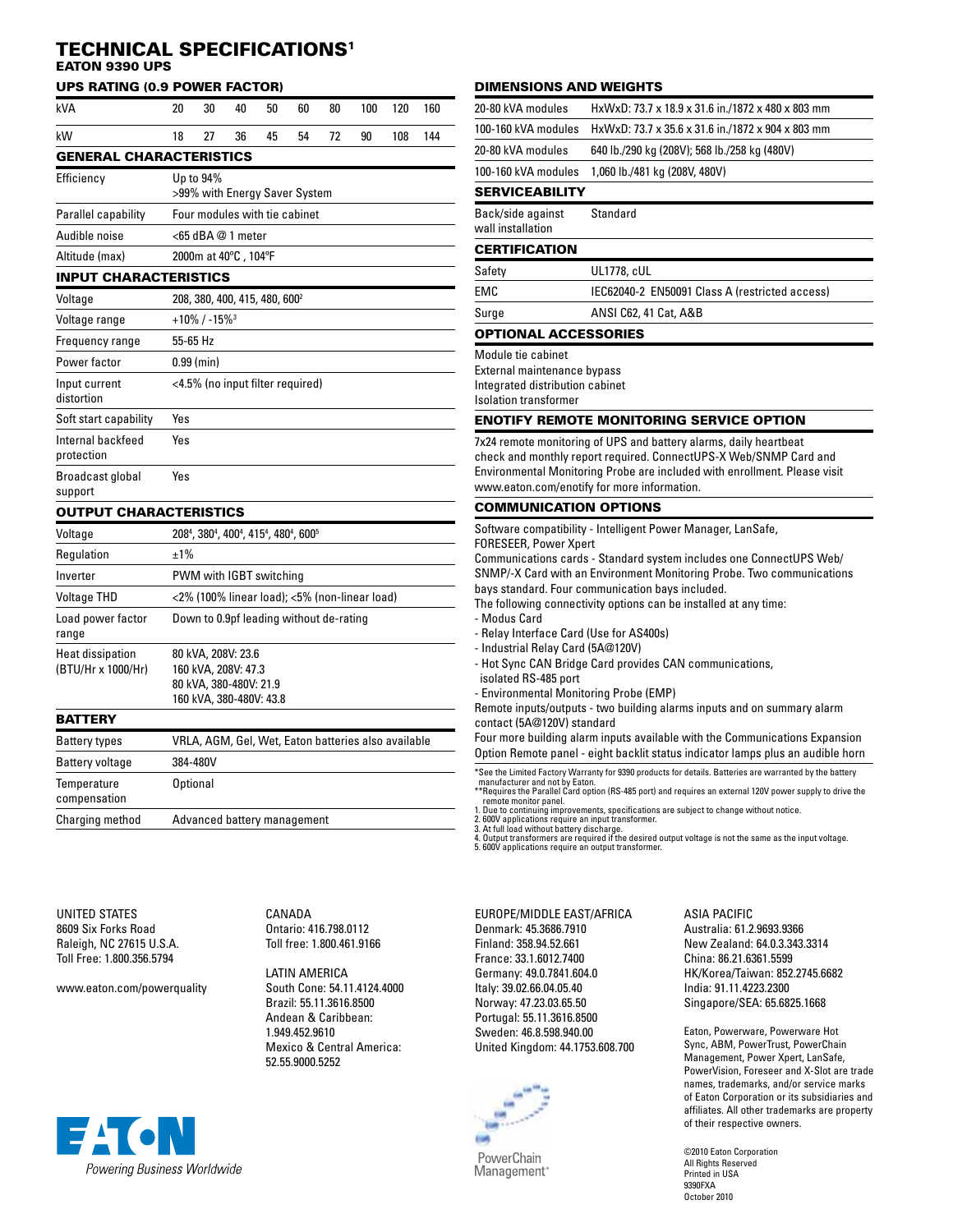# TECHNICAL SPECIFICATIONS[1]

## EATON 9390 UPS

### UPS RATING (0.9 POWER FACTOR)

| kVA | 20 | 30 | 40 | 50 | 60 | 80 | 100 | 120 | 160 |
|---|---|---|---|---|---|---|---|---|---|
| kW | 18 | 27 | 36 | 45 | 54 | 72 | 90 | 108 | 144 |

### GENERAL CHARACTERISTICS

| | |
|---|---|
| Efficiency | Up to 94%<br>>99% with Energy Saver System |
| Parallel capability | Four modules with tie cabinet |
| Audible noise | <65 dBA @ 1 meter |
| Altitude (max) | 2000m at 40ºC , 104ºF |

### INPUT CHARACTERISTICS

| | |
|---|---|
| Voltage | 208, 380, 400, 415, 480, 600[2] |
| Voltage range | +10% / -15%[3] |
| Frequency range | 55-65 Hz |
| Power factor | 0.99 (min) |
| Input current distortion | <4.5% (no input filter required) |
| Soft start capability | Yes |
| Internal backfeed protection | Yes |
| Broadcast global support | Yes |

### OUTPUT CHARACTERISTICS

| | |
|---|---|
| Voltage | 208[4], 380[4], 400[4], 415[4], 480[4], 600[5] |
| Regulation | ±1% |
| Inverter | PWM with IGBT switching |
| Voltage THD | <2% (100% linear load); <5% (non-linear load) |
| Load power factor range | Down to 0.9pf leading without de-rating |
| Heat dissipation (BTU/Hr x 1000/Hr) | 80 kVA, 208V: 23.6<br>160 kVA, 208V: 47.3<br>80 kVA, 380-480V: 21.9<br>160 kVA, 380-480V: 43.8 |

### BATTERY

| | |
|---|---|
| Battery types | VRLA, AGM, Gel, Wet, Eaton batteries also available |
| Battery voltage | 384-480V |
| Temperature compensation | Optional |
| Charging method | Advanced battery management |

### DIMENSIONS AND WEIGHTS

| | |
|---|---|
| 20-80 kVA modules | HxWxD: 73.7 x 18.9 x 31.6 in./1872 x 480 x 803 mm |
| 100-160 kVA modules | HxWxD: 73.7 x 35.6 x 31.6 in./1872 x 904 x 803 mm |
| 20-80 kVA modules | 640 lb./290 kg (208V); 568 lb./258 kg (480V) |
| 100-160 kVA modules | 1,060 lb./481 kg (208V, 480V) |

### SERVICEABILITY

| | |
|---|---|
| Back/side against wall installation | Standard |

### CERTIFICATION

| | |
|---|---|
| Safety | UL1778, cUL |
| EMC | IEC62040-2 EN50091 Class A (restricted access) |
| Surge | ANSI C62, 41 Cat, A&B |

### OPTIONAL ACCESSORIES

Module tie cabinet
External maintenance bypass
Integrated distribution cabinet
Isolation transformer

### ENOTIFY REMOTE MONITORING SERVICE OPTION

7x24 remote monitoring of UPS and battery alarms, daily heartbeat check and monthly report required. ConnectUPS-X Web/SNMP Card and Environmental Monitoring Probe are included with enrollment. Please visit www.eaton.com/enotify for more information.

### COMMUNICATION OPTIONS

Software compatibility - Intelligent Power Manager, LanSafe, FORESEER, Power Xpert

Communications cards - Standard system includes one ConnectUPS Web/SNMP/-X Card with an Environment Monitoring Probe. Two communications bays standard. Four communication bays included.

The following connectivity options can be installed at any time:

- Modus Card
- Relay Interface Card (Use for AS400s)
- Industrial Relay Card (5A@120V)
- Hot Sync CAN Bridge Card provides CAN communications, isolated RS-485 port
- Environmental Monitoring Probe (EMP)

Remote inputs/outputs - two building alarms inputs and on summary alarm contact (5A@120V) standard

Four more building alarm inputs available with the Communications Expansion Option Remote panel - eight backlit status indicator lamps plus an audible horn

*See the Limited Factory Warranty for 9390 products for details. Batteries are warranted by the battery manufacturer and not by Eaton.
**Requires the Parallel Card option (RS-485 port) and requires an external 120V power supply to drive the remote monitor panel.
1. Due to continuing improvements, specifications are subject to change without notice.
2. 600V applications require an input transformer.
3. At full load without battery discharge.
4. Output transformers are required if the desired output voltage is not the same as the input voltage.
5. 600V applications require an output transformer.

UNITED STATES
8609 Six Forks Road
Raleigh, NC 27615 U.S.A.
Toll Free: 1.800.356.5794

www.eaton.com/powerquality

CANADA
Ontario: 416.798.0112
Toll free: 1.800.461.9166

LATIN AMERICA
South Cone: 54.11.4124.4000
Brazil: 55.11.3616.8500
Andean & Caribbean: 1.949.452.9610
Mexico & Central America: 52.55.9000.5252

EUROPE/MIDDLE EAST/AFRICA
Denmark: 45.3686.7910
Finland: 358.94.52.661
France: 33.1.6012.7400
Germany: 49.0.7841.604.0
Italy: 39.02.66.04.05.40
Norway: 47.23.03.65.50
Portugal: 55.11.3616.8500
Sweden: 46.8.598.940.00
United Kingdom: 44.1753.608.700

ASIA PACIFIC
Australia: 61.2.9693.9366
New Zealand: 64.0.3.343.3314
China: 86.21.6361.5599
HK/Korea/Taiwan: 852.2745.6682
India: 91.11.4223.2300
Singapore/SEA: 65.6825.1668

Eaton, Powerware, Powerware Hot Sync, ABM, PowerTrust, PowerChain Management, Power Xpert, LanSafe, PowerVision, Foreseer and X-Slot are trade names, trademarks, and/or service marks of Eaton Corporation or its subsidiaries and affiliates. All other trademarks are property of their respective owners.

EATON
Powering Business Worldwide

PowerChain Management®

©2010 Eaton Corporation
All Rights Reserved
Printed in USA
9390FXA
October 2010